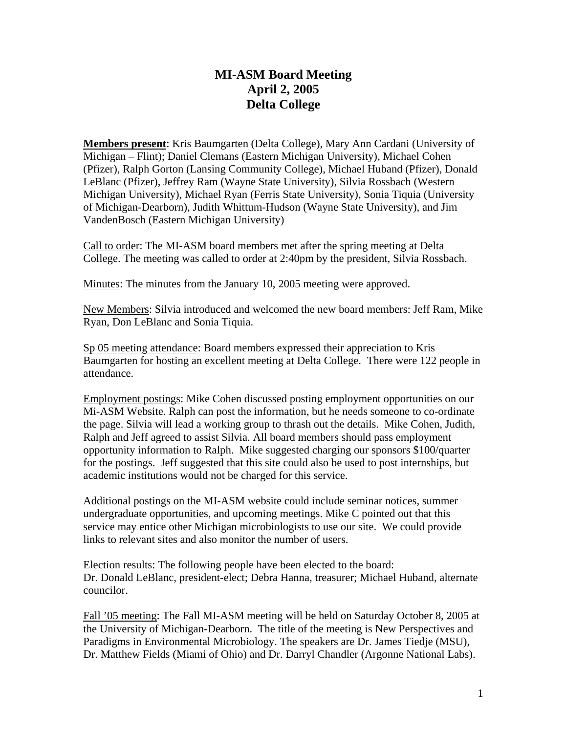# MI-ASM Board Meeting
# April 2, 2005
# Delta College

**<u>Members present</u>**: Kris Baumgarten (Delta College), Mary Ann Cardani (University of Michigan – Flint); Daniel Clemans (Eastern Michigan University), Michael Cohen (Pfizer), Ralph Gorton (Lansing Community College), Michael Huband (Pfizer), Donald LeBlanc (Pfizer), Jeffrey Ram (Wayne State University), Silvia Rossbach (Western Michigan University), Michael Ryan (Ferris State University), Sonia Tiquia (University of Michigan-Dearborn), Judith Whittum-Hudson (Wayne State University), and Jim VandenBosch (Eastern Michigan University)

<u>Call to order</u>: The MI-ASM board members met after the spring meeting at Delta College. The meeting was called to order at 2:40pm by the president, Silvia Rossbach.

<u>Minutes</u>: The minutes from the January 10, 2005 meeting were approved.

<u>New Members</u>: Silvia introduced and welcomed the new board members: Jeff Ram, Mike Ryan, Don LeBlanc and Sonia Tiquia.

<u>Sp 05 meeting attendance</u>: Board members expressed their appreciation to Kris Baumgarten for hosting an excellent meeting at Delta College. There were 122 people in attendance.

<u>Employment postings</u>: Mike Cohen discussed posting employment opportunities on our Mi-ASM Website. Ralph can post the information, but he needs someone to co-ordinate the page. Silvia will lead a working group to thrash out the details. Mike Cohen, Judith, Ralph and Jeff agreed to assist Silvia. All board members should pass employment opportunity information to Ralph. Mike suggested charging our sponsors $100/quarter for the postings. Jeff suggested that this site could also be used to post internships, but academic institutions would not be charged for this service.

Additional postings on the MI-ASM website could include seminar notices, summer undergraduate opportunities, and upcoming meetings. Mike C pointed out that this service may entice other Michigan microbiologists to use our site. We could provide links to relevant sites and also monitor the number of users.

<u>Election results</u>: The following people have been elected to the board:
Dr. Donald LeBlanc, president-elect; Debra Hanna, treasurer; Michael Huband, alternate councilor.

<u>Fall '05 meeting</u>: The Fall MI-ASM meeting will be held on Saturday October 8, 2005 at the University of Michigan-Dearborn. The title of the meeting is New Perspectives and Paradigms in Environmental Microbiology. The speakers are Dr. James Tiedje (MSU), Dr. Matthew Fields (Miami of Ohio) and Dr. Darryl Chandler (Argonne National Labs).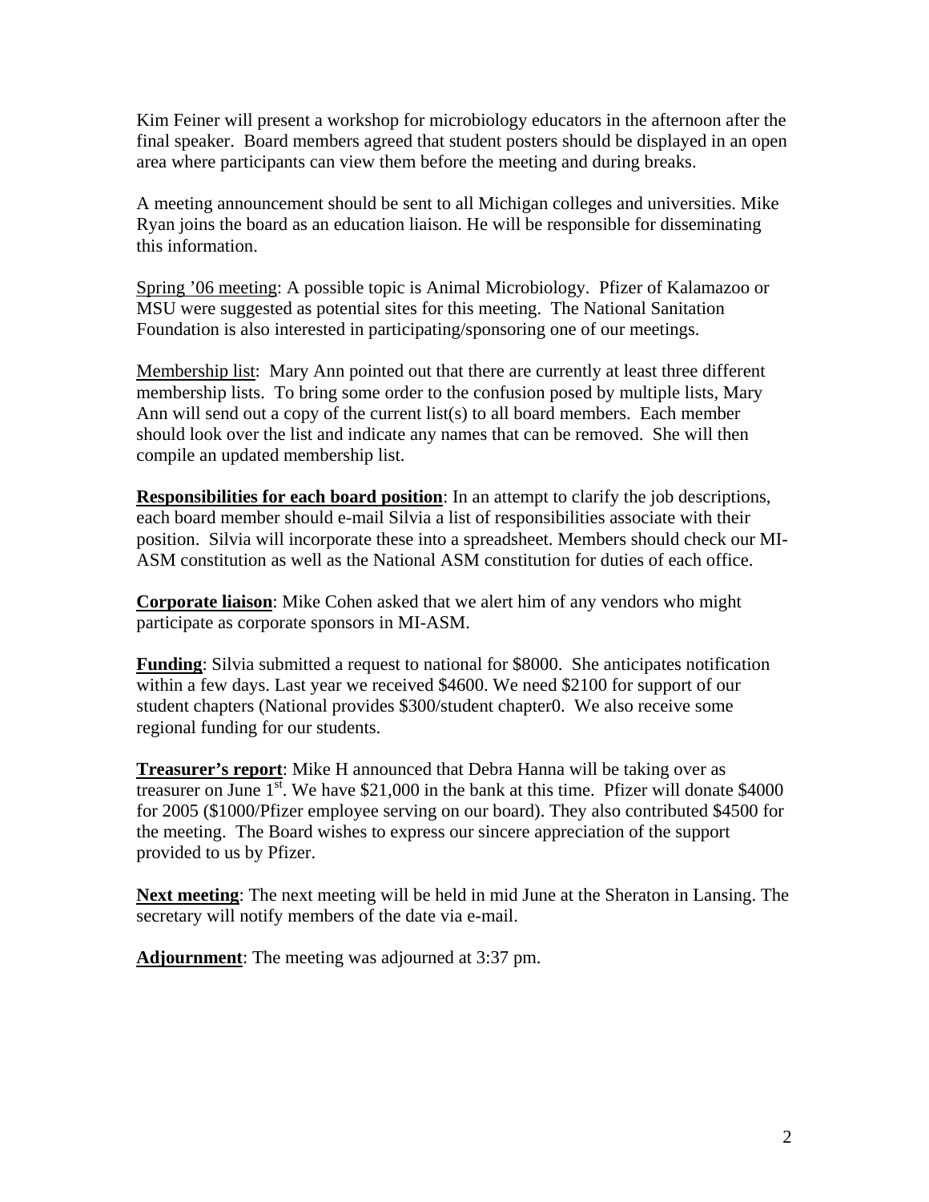Kim Feiner will present a workshop for microbiology educators in the afternoon after the final speaker. Board members agreed that student posters should be displayed in an open area where participants can view them before the meeting and during breaks.

A meeting announcement should be sent to all Michigan colleges and universities. Mike Ryan joins the board as an education liaison. He will be responsible for disseminating this information.

<u>Spring '06 meeting</u>: A possible topic is Animal Microbiology. Pfizer of Kalamazoo or MSU were suggested as potential sites for this meeting. The National Sanitation Foundation is also interested in participating/sponsoring one of our meetings.

<u>Membership list</u>: Mary Ann pointed out that there are currently at least three different membership lists. To bring some order to the confusion posed by multiple lists, Mary Ann will send out a copy of the current list(s) to all board members. Each member should look over the list and indicate any names that can be removed. She will then compile an updated membership list.

**<u>Responsibilities for each board position</u>**: In an attempt to clarify the job descriptions, each board member should e-mail Silvia a list of responsibilities associate with their position. Silvia will incorporate these into a spreadsheet. Members should check our MI-ASM constitution as well as the National ASM constitution for duties of each office.

**<u>Corporate liaison</u>**: Mike Cohen asked that we alert him of any vendors who might participate as corporate sponsors in MI-ASM.

**<u>Funding</u>**: Silvia submitted a request to national for $8000. She anticipates notification within a few days. Last year we received $4600. We need $2100 for support of our student chapters (National provides $300/student chapter0. We also receive some regional funding for our students.

**<u>Treasurer's report</u>**: Mike H announced that Debra Hanna will be taking over as treasurer on June 1st. We have $21,000 in the bank at this time. Pfizer will donate $4000 for 2005 ($1000/Pfizer employee serving on our board). They also contributed $4500 for the meeting. The Board wishes to express our sincere appreciation of the support provided to us by Pfizer.

**<u>Next meeting</u>**: The next meeting will be held in mid June at the Sheraton in Lansing. The secretary will notify members of the date via e-mail.

**<u>Adjournment</u>**: The meeting was adjourned at 3:37 pm.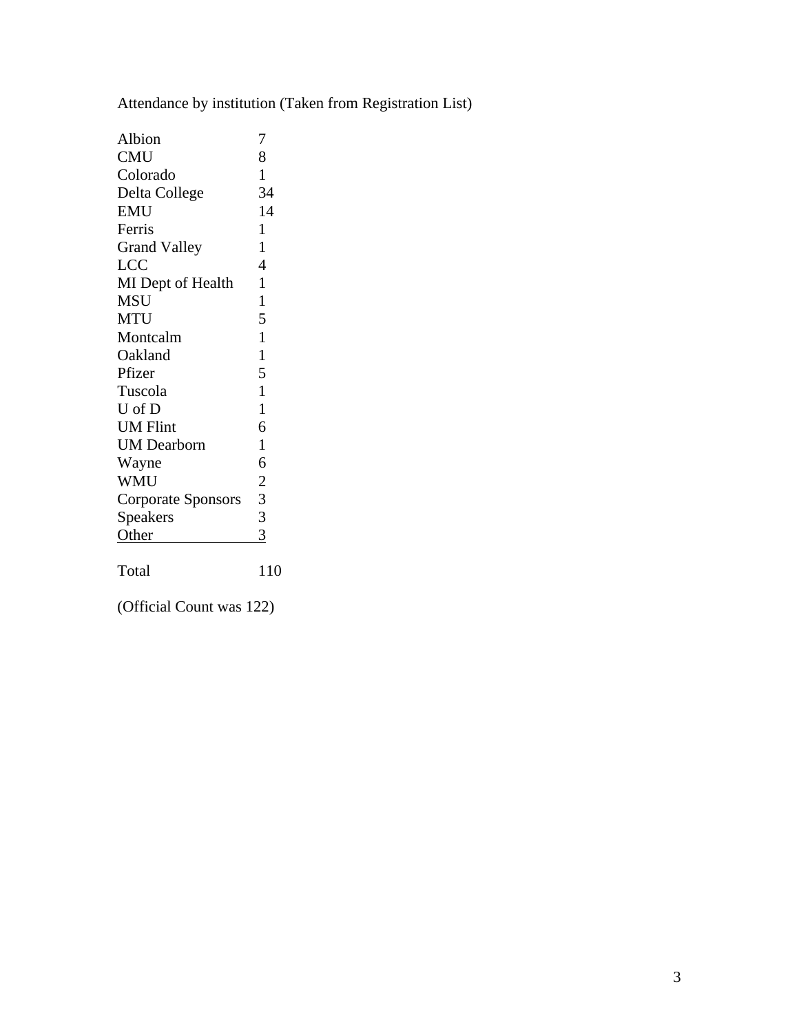Attendance by institution (Taken from Registration List)

| | |
|---|---|
| Albion | 7 |
| CMU | 8 |
| Colorado | 1 |
| Delta College | 34 |
| EMU | 14 |
| Ferris | 1 |
| Grand Valley | 1 |
| LCC | 4 |
| MI Dept of Health | 1 |
| MSU | 1 |
| MTU | 5 |
| Montcalm | 1 |
| Oakland | 1 |
| Pfizer | 5 |
| Tuscola | 1 |
| U of D | 1 |
| UM Flint | 6 |
| UM Dearborn | 1 |
| Wayne | 6 |
| WMU | 2 |
| Corporate Sponsors | 3 |
| Speakers | 3 |
| Other | 3 |
| Total | 110 |

(Official Count was 122)